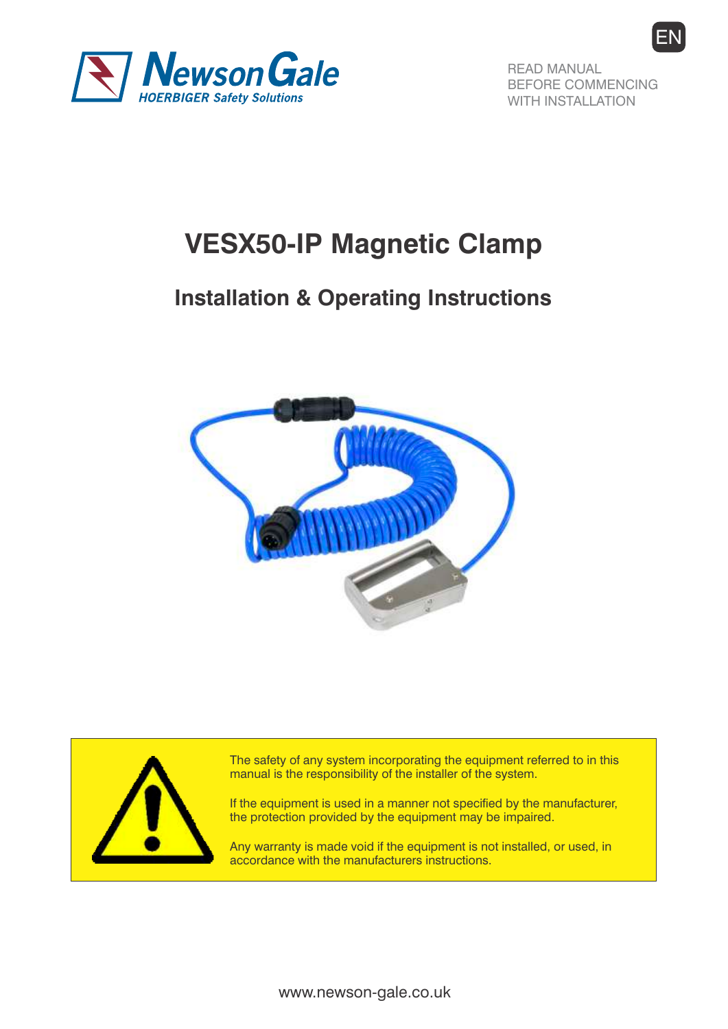EN

READ MANUAL
BEFORE COMMENCING
WITH INSTALLATION

# VESX50-IP Magnetic Clamp

## Installation & Operating Instructions

The safety of any system incorporating the equipment referred to in this manual is the responsibility of the installer of the system.

If the equipment is used in a manner not specified by the manufacturer, the protection provided by the equipment may be impaired.

Any warranty is made void if the equipment is not installed, or used, in accordance with the manufacturers instructions.

www.newson-gale.co.uk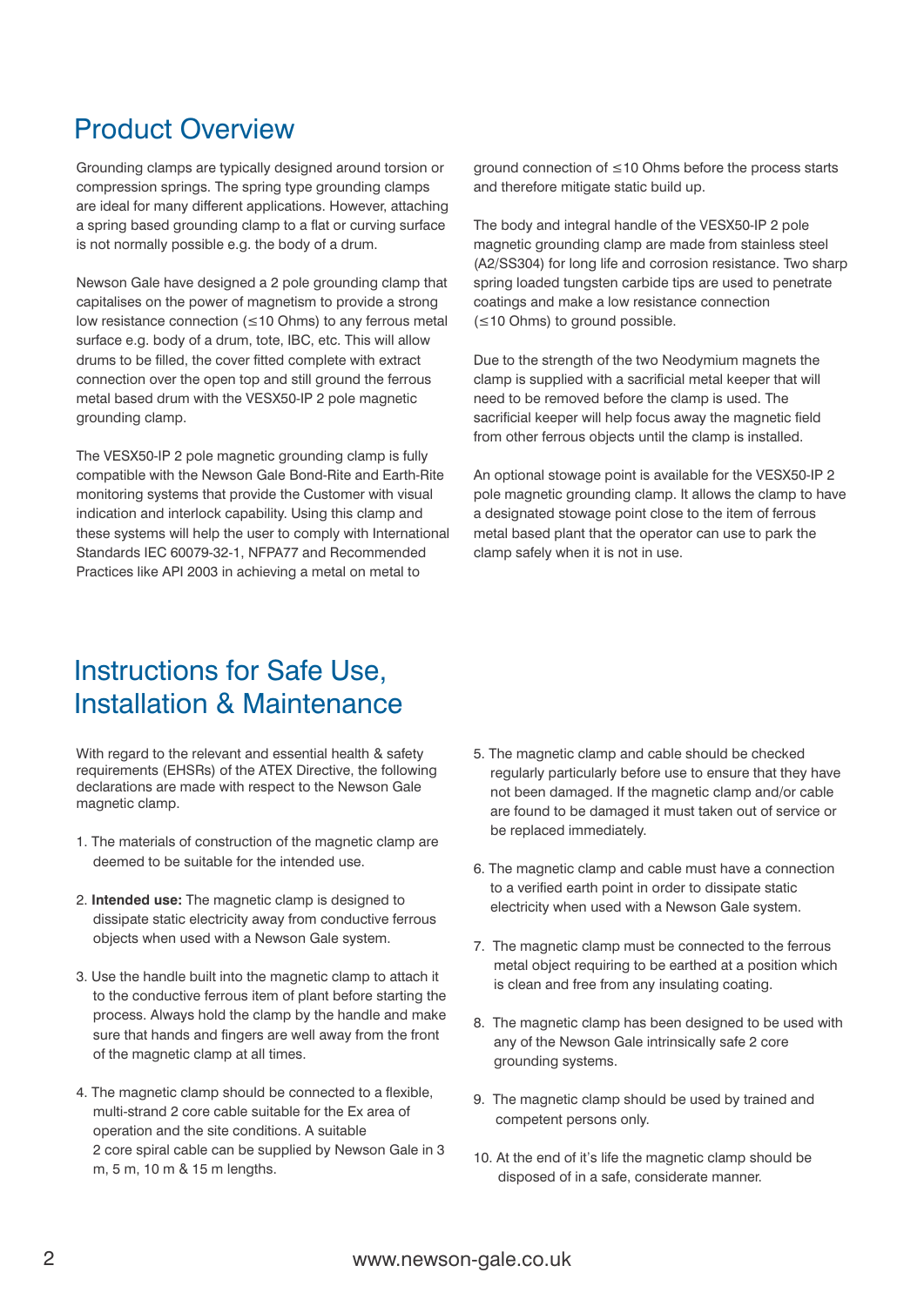# Product Overview

Grounding clamps are typically designed around torsion or compression springs. The spring type grounding clamps are ideal for many different applications. However, attaching a spring based grounding clamp to a flat or curving surface is not normally possible e.g. the body of a drum.

Newson Gale have designed a 2 pole grounding clamp that capitalises on the power of magnetism to provide a strong low resistance connection (≤10 Ohms) to any ferrous metal surface e.g. body of a drum, tote, IBC, etc. This will allow drums to be filled, the cover fitted complete with extract connection over the open top and still ground the ferrous metal based drum with the VESX50-IP 2 pole magnetic grounding clamp.

The VESX50-IP 2 pole magnetic grounding clamp is fully compatible with the Newson Gale Bond-Rite and Earth-Rite monitoring systems that provide the Customer with visual indication and interlock capability. Using this clamp and these systems will help the user to comply with International Standards IEC 60079-32-1, NFPA77 and Recommended Practices like API 2003 in achieving a metal on metal to ground connection of ≤10 Ohms before the process starts and therefore mitigate static build up.

The body and integral handle of the VESX50-IP 2 pole magnetic grounding clamp are made from stainless steel (A2/SS304) for long life and corrosion resistance. Two sharp spring loaded tungsten carbide tips are used to penetrate coatings and make a low resistance connection (≤10 Ohms) to ground possible.

Due to the strength of the two Neodymium magnets the clamp is supplied with a sacrificial metal keeper that will need to be removed before the clamp is used. The sacrificial keeper will help focus away the magnetic field from other ferrous objects until the clamp is installed.

An optional stowage point is available for the VESX50-IP 2 pole magnetic grounding clamp. It allows the clamp to have a designated stowage point close to the item of ferrous metal based plant that the operator can use to park the clamp safely when it is not in use.

# Instructions for Safe Use, Installation & Maintenance

With regard to the relevant and essential health & safety requirements (EHSRs) of the ATEX Directive, the following declarations are made with respect to the Newson Gale magnetic clamp.

1. The materials of construction of the magnetic clamp are deemed to be suitable for the intended use.
2. **Intended use:** The magnetic clamp is designed to dissipate static electricity away from conductive ferrous objects when used with a Newson Gale system.
3. Use the handle built into the magnetic clamp to attach it to the conductive ferrous item of plant before starting the process. Always hold the clamp by the handle and make sure that hands and fingers are well away from the front of the magnetic clamp at all times.
4. The magnetic clamp should be connected to a flexible, multi-strand 2 core cable suitable for the Ex area of operation and the site conditions. A suitable 2 core spiral cable can be supplied by Newson Gale in 3 m, 5 m, 10 m & 15 m lengths.
5. The magnetic clamp and cable should be checked regularly particularly before use to ensure that they have not been damaged. If the magnetic clamp and/or cable are found to be damaged it must taken out of service or be replaced immediately.
6. The magnetic clamp and cable must have a connection to a verified earth point in order to dissipate static electricity when used with a Newson Gale system.
7. The magnetic clamp must be connected to the ferrous metal object requiring to be earthed at a position which is clean and free from any insulating coating.
8. The magnetic clamp has been designed to be used with any of the Newson Gale intrinsically safe 2 core grounding systems.
9. The magnetic clamp should be used by trained and competent persons only.
10. At the end of it's life the magnetic clamp should be disposed of in a safe, considerate manner.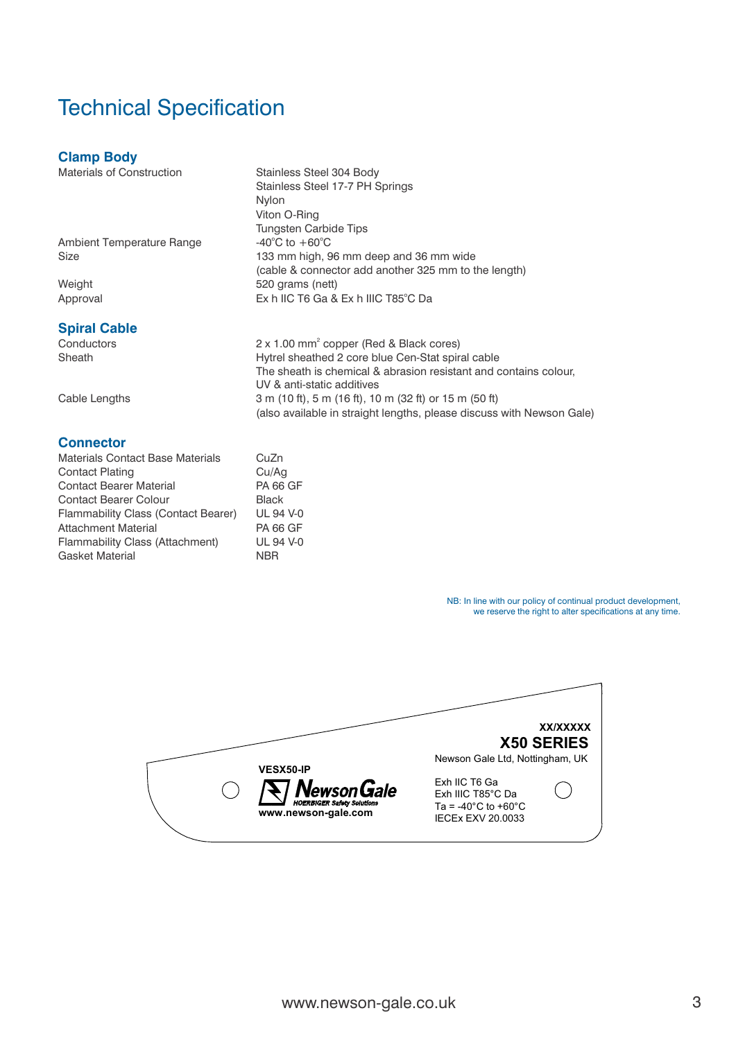# Technical Specification

## Clamp Body

| | |
|---|---|
| Materials of Construction | Stainless Steel 304 Body<br>Stainless Steel 17-7 PH Springs<br>Nylon<br>Viton O-Ring<br>Tungsten Carbide Tips |
| Ambient Temperature Range | -40°C to +60°C |
| Size | 133 mm high, 96 mm deep and 36 mm wide<br>(cable & connector add another 325 mm to the length) |
| Weight | 520 grams (nett) |
| Approval | Ex h IIC T6 Ga & Ex h IIIC T85°C Da |

## Spiral Cable

| | |
|---|---|
| Conductors | 2 x 1.00 mm² copper (Red & Black cores) |
| Sheath | Hytrel sheathed 2 core blue Cen-Stat spiral cable<br>The sheath is chemical & abrasion resistant and contains colour, UV & anti-static additives |
| Cable Lengths | 3 m (10 ft), 5 m (16 ft), 10 m (32 ft) or 15 m (50 ft)<br>(also available in straight lengths, please discuss with Newson Gale) |

## Connector

| | |
|---|---|
| Materials Contact Base Materials | CuZn |
| Contact Plating | Cu/Ag |
| Contact Bearer Material | PA 66 GF |
| Contact Bearer Colour | Black |
| Flammability Class (Contact Bearer) | UL 94 V-0 |
| Attachment Material | PA 66 GF |
| Flammability Class (Attachment) | UL 94 V-0 |
| Gasket Material | NBR |

NB: In line with our policy of continual product development, we reserve the right to alter specifications at any time.

XX/XXXXX

**X50 SERIES**

Newson Gale Ltd, Nottingham, UK

VESX50-IP

Newson Gale
HOERBIGER Safety Solutions
www.newson-gale.com

Exh IIC T6 Ga
Exh IIIC T85°C Da
Ta = -40°C to +60°C
IECEx EXV 20.0033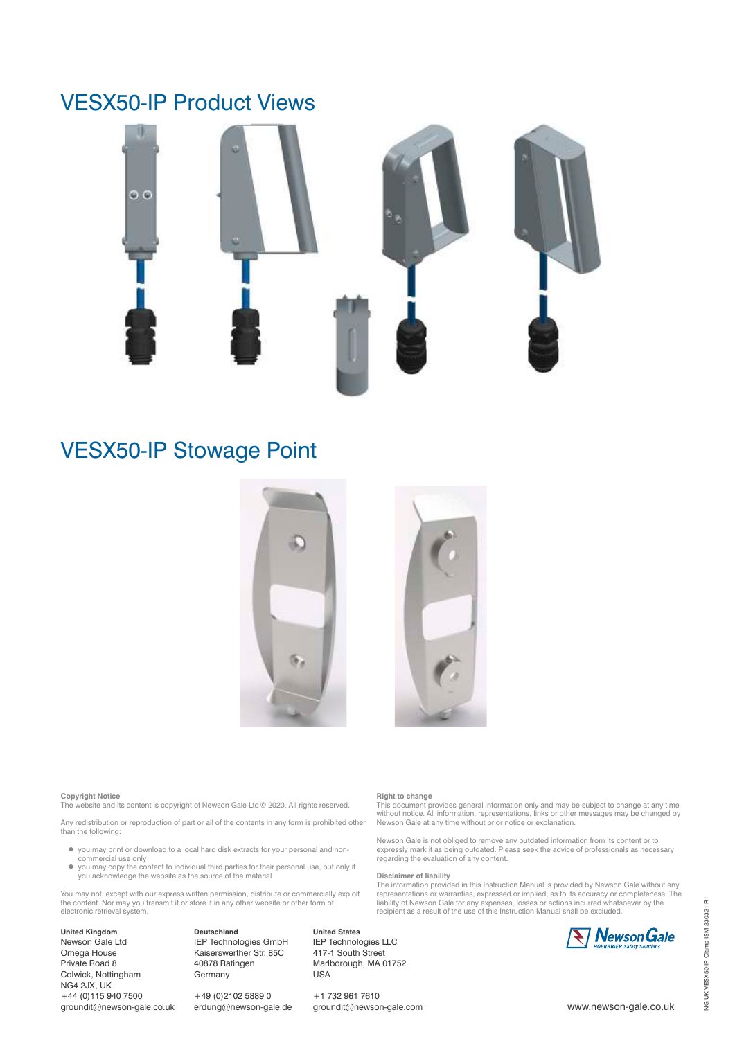# VESX50-IP Product Views

# VESX50-IP Stowage Point

**Copyright Notice**
The website and its content is copyright of Newson Gale Ltd © 2020. All rights reserved.

Any redistribution or reproduction of part or all of the contents in any form is prohibited other than the following:

- you may print or download to a local hard disk extracts for your personal and non-commercial use only
- you may copy the content to individual third parties for their personal use, but only if you acknowledge the website as the source of the material

You may not, except with our express written permission, distribute or commercially exploit the content. Nor may you transmit it or store it in any other website or other form of electronic retrieval system.

**Right to change**
This document provides general information only and may be subject to change at any time without notice. All information, representations, links or other messages may be changed by Newson Gale at any time without prior notice or explanation.

Newson Gale is not obliged to remove any outdated information from its content or to expressly mark it as being outdated. Please seek the advice of professionals as necessary regarding the evaluation of any content.

**Disclaimer of liability**
The information provided in this Instruction Manual is provided by Newson Gale without any representations or warranties, expressed or implied, as to its accuracy or completeness. The liability of Newson Gale for any expenses, losses or actions incurred whatsoever by the recipient as a result of the use of this Instruction Manual shall be excluded.

**United Kingdom**
Newson Gale Ltd
Omega House
Private Road 8
Colwick, Nottingham
NG4 2JX, UK
+44 (0)115 940 7500
groundit@newson-gale.co.uk

**Deutschland**
IEP Technologies GmbH
Kaiserswerther Str. 85C
40878 Ratingen
Germany

+49 (0)2102 5889 0
erdung@newson-gale.de

**United States**
IEP Technologies LLC
417-1 South Street
Marlborough, MA 01752
USA

+1 732 961 7610
groundit@newson-gale.com

Newson Gale
HOERBIGER Safety Solutions

www.newson-gale.co.uk

NG UK VESX50-IP Clamp ISM 230321 R1